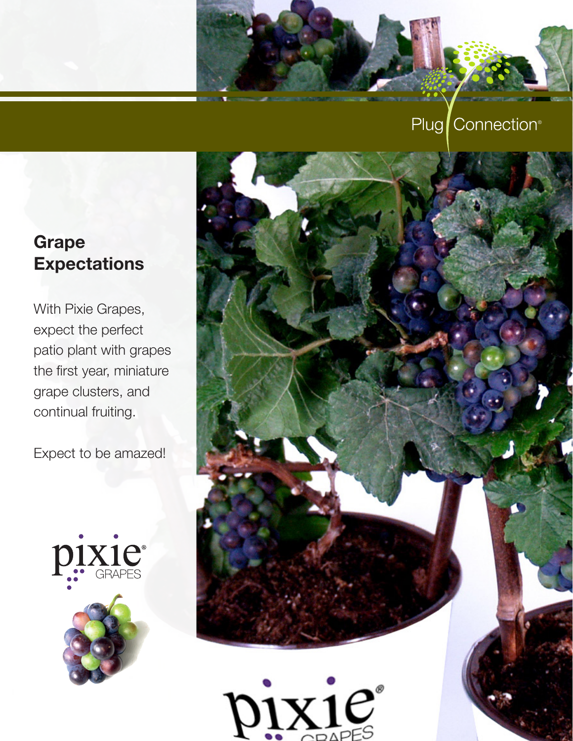Plug Connection®

# Grape Expectations

With Pixie Grapes, expect the perfect patio plant with grapes the first year, miniature grape clusters, and continual fruiting.

Expect to be amazed!

pixie® GRAPES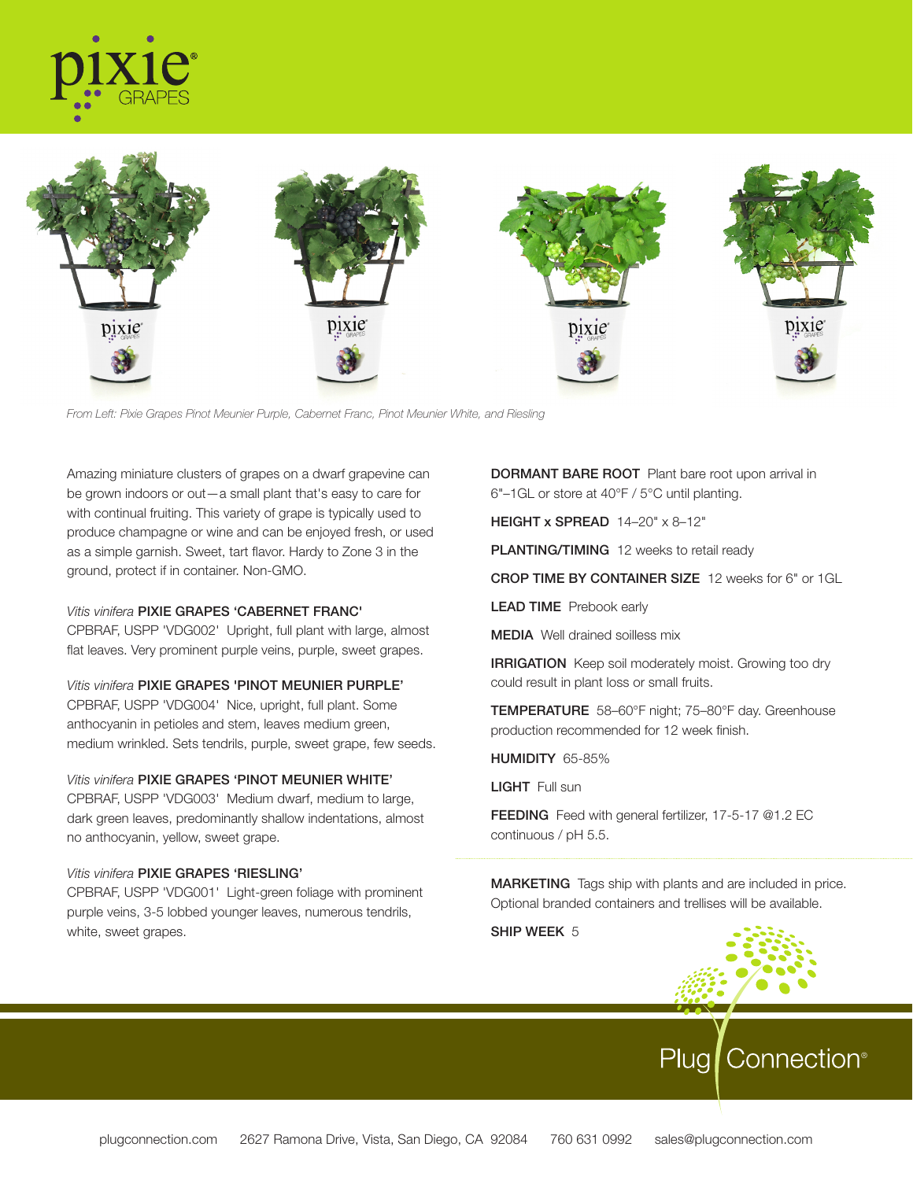# pixie GRAPES

*From Left: Pixie Grapes Pinot Meunier Purple, Cabernet Franc, Pinot Meunier White, and Riesling*

Amazing miniature clusters of grapes on a dwarf grapevine can be grown indoors or out—a small plant that's easy to care for with continual fruiting. This variety of grape is typically used to produce champagne or wine and can be enjoyed fresh, or used as a simple garnish. Sweet, tart flavor. Hardy to Zone 3 in the ground, protect if in container. Non-GMO.

*Vitis vinifera* **PIXIE GRAPES 'CABERNET FRANC'**
CPBRAF, USPP 'VDG002' Upright, full plant with large, almost flat leaves. Very prominent purple veins, purple, sweet grapes.

*Vitis vinifera* **PIXIE GRAPES 'PINOT MEUNIER PURPLE'**
CPBRAF, USPP 'VDG004' Nice, upright, full plant. Some anthocyanin in petioles and stem, leaves medium green, medium wrinkled. Sets tendrils, purple, sweet grape, few seeds.

*Vitis vinifera* **PIXIE GRAPES 'PINOT MEUNIER WHITE'**
CPBRAF, USPP 'VDG003' Medium dwarf, medium to large, dark green leaves, predominantly shallow indentations, almost no anthocyanin, yellow, sweet grape.

*Vitis vinifera* **PIXIE GRAPES 'RIESLING'**
CPBRAF, USPP 'VDG001' Light-green foliage with prominent purple veins, 3-5 lobbed younger leaves, numerous tendrils, white, sweet grapes.

**DORMANT BARE ROOT** Plant bare root upon arrival in 6"–1GL or store at 40°F / 5°C until planting.

**HEIGHT x SPREAD** 14–20" x 8–12"

**PLANTING/TIMING** 12 weeks to retail ready

**CROP TIME BY CONTAINER SIZE** 12 weeks for 6" or 1GL

**LEAD TIME** Prebook early

**MEDIA** Well drained soilless mix

**IRRIGATION** Keep soil moderately moist. Growing too dry could result in plant loss or small fruits.

**TEMPERATURE** 58–60°F night; 75–80°F day. Greenhouse production recommended for 12 week finish.

**HUMIDITY** 65-85%

**LIGHT** Full sun

**FEEDING** Feed with general fertilizer, 17-5-17 @1.2 EC continuous / pH 5.5.

**MARKETING** Tags ship with plants and are included in price. Optional branded containers and trellises will be available.

**SHIP WEEK** 5

Plug Connection®

plugconnection.com 2627 Ramona Drive, Vista, San Diego, CA 92084 760 631 0992 sales@plugconnection.com